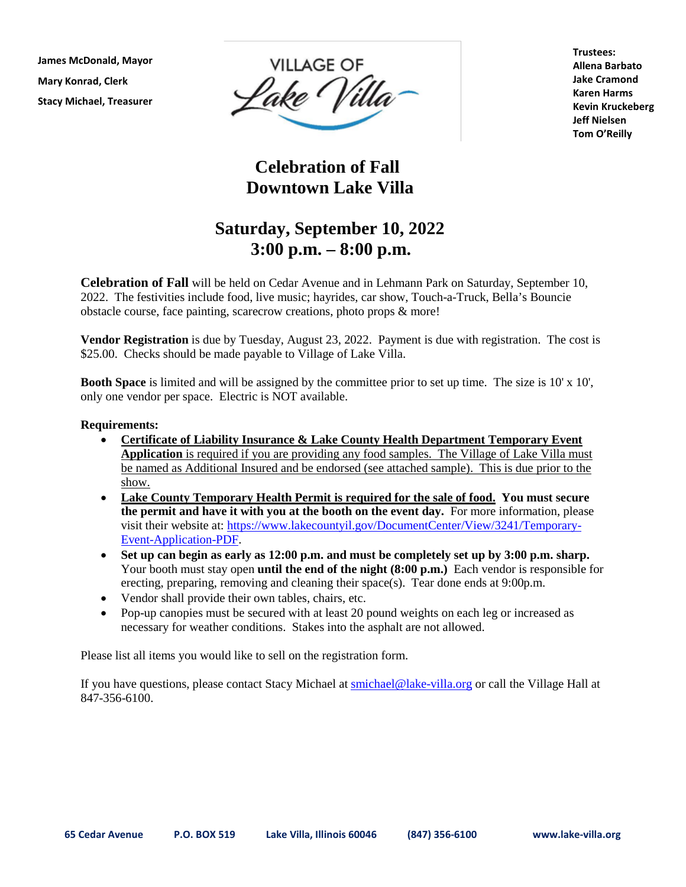**James McDonald, Mayor**
**Mary Konrad, Clerk**
**Stacy Michael, Treasurer**

VILLAGE OF Lake Villa

**Trustees:**
**Allena Barbato**
**Jake Cramond**
**Karen Harms**
**Kevin Kruckeberg**
**Jeff Nielsen**
**Tom O'Reilly**

# Celebration of Fall
# Downtown Lake Villa

## Saturday, September 10, 2022
## 3:00 p.m. – 8:00 p.m.

**Celebration of Fall** will be held on Cedar Avenue and in Lehmann Park on Saturday, September 10, 2022. The festivities include food, live music; hayrides, car show, Touch-a-Truck, Bella's Bouncie obstacle course, face painting, scarecrow creations, photo props & more!

**Vendor Registration** is due by Tuesday, August 23, 2022. Payment is due with registration. The cost is $25.00. Checks should be made payable to Village of Lake Villa.

**Booth Space** is limited and will be assigned by the committee prior to set up time. The size is 10' x 10', only one vendor per space. Electric is NOT available.

**Requirements:**

- <u>**Certificate of Liability Insurance & Lake County Health Department Temporary Event Application** is required if you are providing any food samples. The Village of Lake Villa must be named as Additional Insured and be endorsed (see attached sample). This is due prior to the show.</u>
- <u>**Lake County Temporary Health Permit is required for the sale of food.**</u> **You must secure the permit and have it with you at the booth on the event day.** For more information, please visit their website at: [https://www.lakecountyil.gov/DocumentCenter/View/3241/Temporary-Event-Application-PDF](https://www.lakecountyil.gov/DocumentCenter/View/3241/Temporary-Event-Application-PDF).
- **Set up can begin as early as 12:00 p.m. and must be completely set up by 3:00 p.m. sharp.** Your booth must stay open **until the end of the night (8:00 p.m.)** Each vendor is responsible for erecting, preparing, removing and cleaning their space(s). Tear done ends at 9:00p.m.
- Vendor shall provide their own tables, chairs, etc.
- Pop-up canopies must be secured with at least 20 pound weights on each leg or increased as necessary for weather conditions. Stakes into the asphalt are not allowed.

Please list all items you would like to sell on the registration form.

If you have questions, please contact Stacy Michael at [smichael@lake-villa.org](mailto:smichael@lake-villa.org) or call the Village Hall at 847-356-6100.

**65 Cedar Avenue** **P.O. BOX 519** **Lake Villa, Illinois 60046** **(847) 356-6100** **www.lake-villa.org**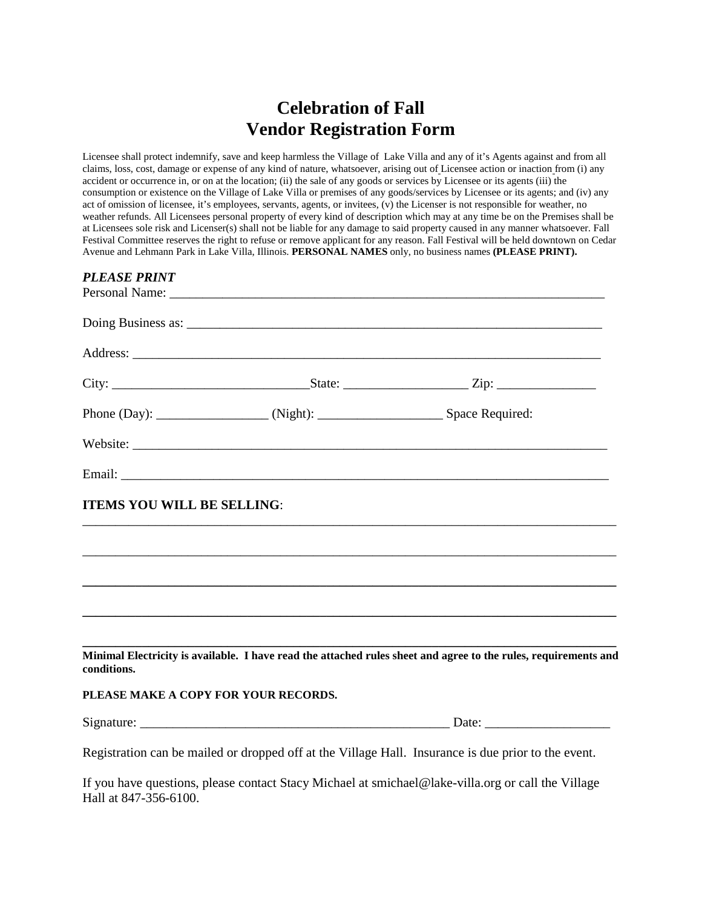# Celebration of Fall
# Vendor Registration Form

Licensee shall protect indemnify, save and keep harmless the Village of Lake Villa and any of it's Agents against and from all claims, loss, cost, damage or expense of any kind of nature, whatsoever, arising out of Licensee action or inaction from (i) any accident or occurrence in, or on at the location; (ii) the sale of any goods or services by Licensee or its agents (iii) the consumption or existence on the Village of Lake Villa or premises of any goods/services by Licensee or its agents; and (iv) any act of omission of licensee, it's employees, servants, agents, or invitees, (v) the Licenser is not responsible for weather, no weather refunds. All Licensees personal property of every kind of description which may at any time be on the Premises shall be at Licensees sole risk and Licenser(s) shall not be liable for any damage to said property caused in any manner whatsoever. Fall Festival Committee reserves the right to refuse or remove applicant for any reason. Fall Festival will be held downtown on Cedar Avenue and Lehmann Park in Lake Villa, Illinois. **PERSONAL NAMES** only, no business names **(PLEASE PRINT).**

***PLEASE PRINT***

Personal Name: ______________________________________________________________________

Doing Business as: ____________________________________________________________________

Address: ___________________________________________________________________________

City: ______________________________State: __________________ Zip: _______________

Phone (Day): _________________ (Night): ___________________ Space Required:

Website: ___________________________________________________________________________

Email: _____________________________________________________________________________

**ITEMS YOU WILL BE SELLING**:

______________________________________________________________________________________

______________________________________________________________________________________

______________________________________________________________________________________

______________________________________________________________________________________

______________________________________________________________________________________

**Minimal Electricity is available. I have read the attached rules sheet and agree to the rules, requirements and conditions.**

**PLEASE MAKE A COPY FOR YOUR RECORDS.**

Signature: ________________________________________________ Date: ___________________

Registration can be mailed or dropped off at the Village Hall. Insurance is due prior to the event.

If you have questions, please contact Stacy Michael at smichael@lake-villa.org or call the Village Hall at 847-356-6100.